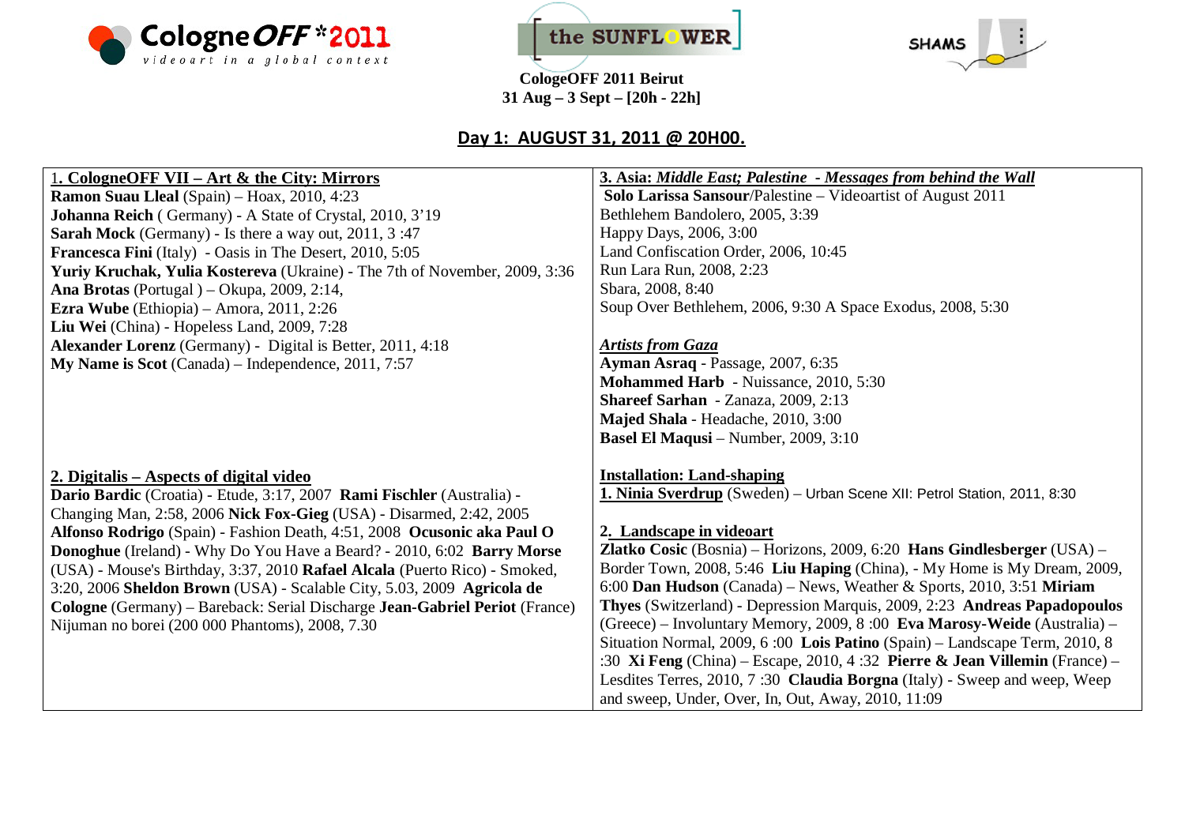CologneOFF *2011
videoart in a global context

the SUNFLOWER

SHAMS

**CologeOFF 2011 Beirut**
**31 Aug – 3 Sept – [20h - 22h]**

## Day 1: AUGUST 31, 2011 @ 20H00.

### 1. CologneOFF VII – Art & the City: Mirrors

**Ramon Suau Lleal** (Spain) – Hoax, 2010, 4:23
**Johanna Reich** ( Germany) - A State of Crystal, 2010, 3'19
**Sarah Mock** (Germany) - Is there a way out, 2011, 3 :47
**Francesca Fini** (Italy) - Oasis in The Desert, 2010, 5:05
**Yuriy Kruchak, Yulia Kostereva** (Ukraine) - The 7th of November, 2009, 3:36
**Ana Brotas** (Portugal ) – Okupa, 2009, 2:14,
**Ezra Wube** (Ethiopia) – Amora, 2011, 2:26
**Liu Wei** (China) - Hopeless Land, 2009, 7:28
**Alexander Lorenz** (Germany) - Digital is Better, 2011, 4:18
**My Name is Scot** (Canada) – Independence, 2011, 7:57

### 2. Digitalis – Aspects of digital video

**Dario Bardic** (Croatia) - Etude, 3:17, 2007 **Rami Fischler** (Australia) - Changing Man, 2:58, 2006 **Nick Fox-Gieg** (USA) - Disarmed, 2:42, 2005 **Alfonso Rodrigo** (Spain) - Fashion Death, 4:51, 2008 **Ocusonic aka Paul O Donoghue** (Ireland) - Why Do You Have a Beard? - 2010, 6:02 **Barry Morse** (USA) - Mouse's Birthday, 3:37, 2010 **Rafael Alcala** (Puerto Rico) - Smoked, 3:20, 2006 **Sheldon Brown** (USA) - Scalable City, 5.03, 2009 **Agricola de Cologne** (Germany) – Bareback: Serial Discharge **Jean-Gabriel Periot** (France) Nijuman no borei (200 000 Phantoms), 2008, 7.30

### 3. Asia: *Middle East; Palestine - Messages from behind the Wall*

**Solo Larissa Sansour**/Palestine – Videoartist of August 2011
Bethlehem Bandolero, 2005, 3:39
Happy Days, 2006, 3:00
Land Confiscation Order, 2006, 10:45
Run Lara Run, 2008, 2:23
Sbara, 2008, 8:40
Soup Over Bethlehem, 2006, 9:30 A Space Exodus, 2008, 5:30

***Artists from Gaza***

**Ayman Asraq** - Passage, 2007, 6:35
**Mohammed Harb** - Nuissance, 2010, 5:30
**Shareef Sarhan** - Zanaza, 2009, 2:13
**Majed Shala** - Headache, 2010, 3:00
**Basel El Maqusi** – Number, 2009, 3:10

### Installation: Land-shaping

**1. Ninia Sverdrup** (Sweden) – Urban Scene XII: Petrol Station, 2011, 8:30

**2. Landscape in videoart**

**Zlatko Cosic** (Bosnia) – Horizons, 2009, 6:20 **Hans Gindlesberger** (USA) – Border Town, 2008, 5:46 **Liu Haping** (China), - My Home is My Dream, 2009, 6:00 **Dan Hudson** (Canada) – News, Weather & Sports, 2010, 3:51 **Miriam Thyes** (Switzerland) - Depression Marquis, 2009, 2:23 **Andreas Papadopoulos** (Greece) – Involuntary Memory, 2009, 8 :00 **Eva Marosy-Weide** (Australia) – Situation Normal, 2009, 6 :00 **Lois Patino** (Spain) – Landscape Term, 2010, 8 :30 **Xi Feng** (China) – Escape, 2010, 4 :32 **Pierre & Jean Villemin** (France) – Lesdites Terres, 2010, 7 :30 **Claudia Borgna** (Italy) - Sweep and weep, Weep and sweep, Under, Over, In, Out, Away, 2010, 11:09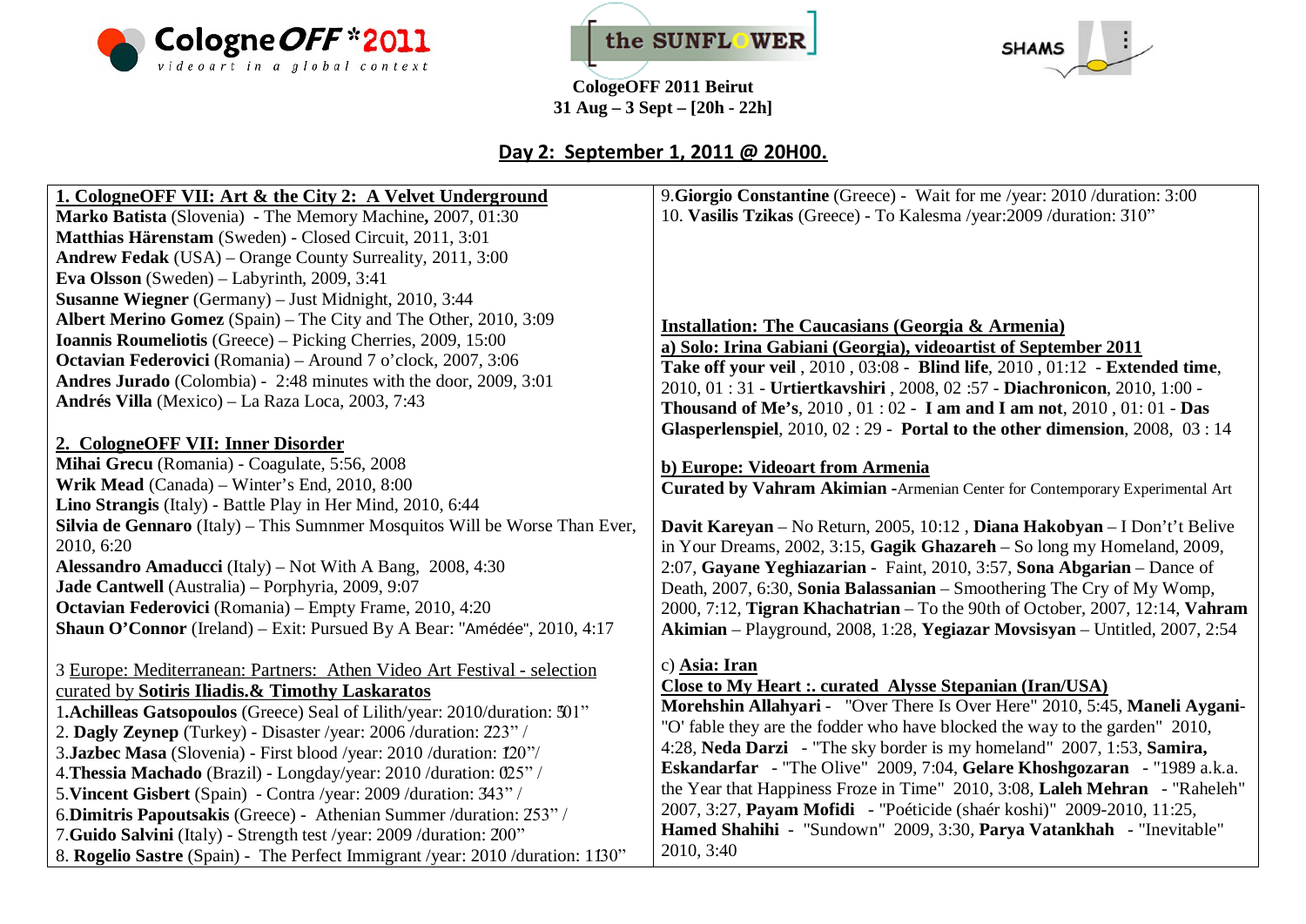CologneOFF*2011
videoart in a global context

the SUNFLOWER

SHAMS

**CologeOFF 2011 Beirut**
**31 Aug – 3 Sept – [20h - 22h]**

## Day 2: September 1, 2011 @ 20H00.

**1. CologneOFF VII: Art & the City 2: A Velvet Underground**
**Marko Batista** (Slovenia) - The Memory Machine**,** 2007, 01:30
**Matthias Härenstam** (Sweden) - Closed Circuit, 2011, 3:01
**Andrew Fedak** (USA) – Orange County Surreality, 2011, 3:00
**Eva Olsson** (Sweden) – Labyrinth, 2009, 3:41
**Susanne Wiegner** (Germany) – Just Midnight, 2010, 3:44
**Albert Merino Gomez** (Spain) – The City and The Other, 2010, 3:09
**Ioannis Roumeliotis** (Greece) – Picking Cherries, 2009, 15:00
**Octavian Federovici** (Romania) – Around 7 o'clock, 2007, 3:06
**Andres Jurado** (Colombia) - 2:48 minutes with the door, 2009, 3:01
**Andrés Villa** (Mexico) – La Raza Loca, 2003, 7:43

**2. CologneOFF VII: Inner Disorder**
**Mihai Grecu** (Romania) - Coagulate, 5:56, 2008
**Wrik Mead** (Canada) – Winter's End, 2010, 8:00
**Lino Strangis** (Italy) - Battle Play in Her Mind, 2010, 6:44
**Silvia de Gennaro** (Italy) – This Sumnmer Mosquitos Will be Worse Than Ever, 2010, 6:20
**Alessandro Amaducci** (Italy) – Not With A Bang, 2008, 4:30
**Jade Cantwell** (Australia) – Porphyria, 2009, 9:07
**Octavian Federovici** (Romania) – Empty Frame, 2010, 4:20
**Shaun O'Connor** (Ireland) – Exit: Pursued By A Bear: "Amédée", 2010, 4:17

3 Europe: Mediterranean: Partners: Athen Video Art Festival - selection curated by **Sotiris Iliadis.& Timothy Laskaratos**
1.**Achilleas Gatsopoulos** (Greece) Seal of Lilith/year: 2010/duration: 5'01"
2. **Dagly Zeynep** (Turkey) - Disaster /year: 2006 /duration: 2'23" /
3.**Jazbec Masa** (Slovenia) - First blood /year: 2010 /duration: 1'20"/
4.**Thessia Machado** (Brazil) - Longday/year: 2010 /duration: 0'25" /
5.**Vincent Gisbert** (Spain) - Contra /year: 2009 /duration: 3'43" /
6.**Dimitris Papoutsakis** (Greece) - Athenian Summer /duration: 2'53" /
7.**Guido Salvini** (Italy) - Strength test /year: 2009 /duration: 2'00"
8. **Rogelio Sastre** (Spain) - The Perfect Immigrant /year: 2010 /duration: 11'30"
9.**Giorgio Constantine** (Greece) - Wait for me /year: 2010 /duration: 3:00
10. **Vasilis Tzikas** (Greece) - To Kalesma /year:2009 /duration: 3'10"

**Installation: The Caucasians (Georgia & Armenia)**
**a) Solo: Irina Gabiani (Georgia), videoartist of September 2011**
**Take off your veil** , 2010 , 03:08 - **Blind life**, 2010 , 01:12 - **Extended time**, 2010, 01 : 31 - **Urtiertkavshiri** , 2008, 02 :57 - **Diachronicon**, 2010, 1:00 - **Thousand of Me's**, 2010 , 01 : 02 - **I am and I am not**, 2010 , 01: 01 - **Das Glasperlenspiel**, 2010, 02 : 29 - **Portal to the other dimension**, 2008, 03 : 14

**b) Europe: Videoart from Armenia**
**Curated by Vahram Akimian -**Armenian Center for Contemporary Experimental Art

**Davit Kareyan** – No Return, 2005, 10:12 , **Diana Hakobyan** – I Don't't Belive in Your Dreams, 2002, 3:15, **Gagik Ghazareh** – So long my Homeland, 2009, 2:07, **Gayane Yeghiazarian** - Faint, 2010, 3:57, **Sona Abgarian** – Dance of Death, 2007, 6:30, **Sonia Balassanian** – Smoothering The Cry of My Womp, 2000, 7:12, **Tigran Khachatrian** – To the 90th of October, 2007, 12:14, **Vahram Akimian** – Playground, 2008, 1:28, **Yegiazar Movsisyan** – Untitled, 2007, 2:54

c) **Asia: Iran**
**Close to My Heart :. curated Alysse Stepanian (Iran/USA)**
**Morehshin Allahyari** - "Over There Is Over Here" 2010, 5:45, **Maneli Aygani**- "O' fable they are the fodder who have blocked the way to the garden" 2010, 4:28, **Neda Darzi** - "The sky border is my homeland" 2007, 1:53, **Samira, Eskandarfar** - "The Olive" 2009, 7:04, **Gelare Khoshgozaran** - "1989 a.k.a. the Year that Happiness Froze in Time" 2010, 3:08, **Laleh Mehran** - "Raheleh" 2007, 3:27, **Payam Mofidi** - "Poéticide (shaér koshi)" 2009-2010, 11:25, **Hamed Shahihi** - "Sundown" 2009, 3:30, **Parya Vatankhah** - "Inevitable" 2010, 3:40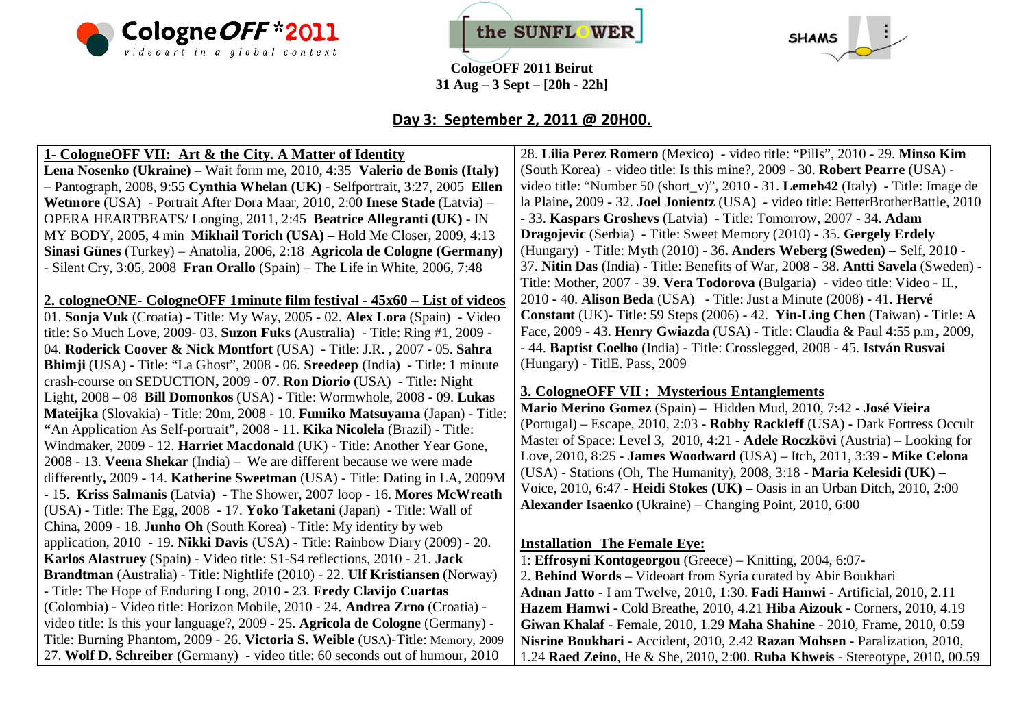CologneOFF *2011
videoart in a global context

the SUNFLOWER

SHAMS

**CologeOFF 2011 Beirut**
**31 Aug – 3 Sept – [20h - 22h]**

## Day 3: September 2, 2011 @ 20H00.

### 1- CologneOFF VII: Art & the City. A Matter of Identity

**Lena Nosenko (Ukraine)** – Wait form me, 2010, 4:35 **Valerio de Bonis (Italy) –** Pantograph, 2008, 9:55 **Cynthia Whelan (UK)** - Selfportrait, 3:27, 2005 **Ellen Wetmore** (USA) - Portrait After Dora Maar, 2010, 2:00 **Inese Stade** (Latvia) – OPERA HEARTBEATS/ Longing, 2011, 2:45 **Beatrice Allegranti (UK)** - IN MY BODY, 2005, 4 min **Mikhail Torich (USA) –** Hold Me Closer, 2009, 4:13 **Sinasi Günes** (Turkey) – Anatolia, 2006, 2:18 **Agricola de Cologne (Germany)** - Silent Cry, 3:05, 2008 **Fran Orallo** (Spain) – The Life in White, 2006, 7:48

### 2. cologneONE- CologneOFF 1minute film festival - 45x60 – List of videos

01. **Sonja Vuk** (Croatia) - Title: My Way, 2005 - 02. **Alex Lora** (Spain) - Video title: So Much Love, 2009- 03. **Suzon Fuks** (Australia) - Title: Ring #1, 2009 - 04. **Roderick Coover & Nick Montfort** (USA) - Title: J.R**. ,** 2007 - 05. **Sahra Bhimji** (USA) - Title: "La Ghost", 2008 - 06. **Sreedeep** (India) - Title: 1 minute crash-course on SEDUCTION**,** 2009 - 07. **Ron Diorio** (USA) - Title**:** Night Light, 2008 – 08 **Bill Domonkos** (USA) - Title: Wormwhole, 2008 - 09. **Lukas Mateijka** (Slovakia) - Title: 20m, 2008 - 10. **Fumiko Matsuyama** (Japan) - Title: **"**An Application As Self-portrait", 2008 - 11. **Kika Nicolela** (Brazil) - Title: Windmaker, 2009 - 12. **Harriet Macdonald** (UK) - Title: Another Year Gone, 2008 - 13. **Veena Shekar** (India) – We are different because we were made differently**,** 2009 - 14. **Katherine Sweetman** (USA) - Title: Dating in LA, 2009M - 15. **Kriss Salmanis** (Latvia) - The Shower, 2007 loop - 16. **Mores McWreath** (USA) - Title: The Egg, 2008 - 17. **Yoko Taketani** (Japan) - Title: Wall of China**,** 2009 - 18. J**unho Oh** (South Korea) - Title: My identity by web application, 2010 - 19. **Nikki Davis** (USA) - Title: Rainbow Diary (2009) - 20. **Karlos Alastruey** (Spain) - Video title: S1-S4 reflections, 2010 - 21. **Jack Brandtman** (Australia) - Title: Nightlife (2010) - 22. **Ulf Kristiansen** (Norway) - Title: The Hope of Enduring Long, 2010 - 23. **Fredy Clavijo Cuartas** (Colombia) - Video title: Horizon Mobile, 2010 - 24. **Andrea Zrno** (Croatia) - video title: Is this your language?, 2009 - 25. **Agricola de Cologne** (Germany) - Title: Burning Phantom**,** 2009 - 26. **Victoria S. Weible** (USA)-Title: Memory, 2009 27. **Wolf D. Schreiber** (Germany) - video title: 60 seconds out of humour, 2010 28. **Lilia Perez Romero** (Mexico) - video title: "Pills", 2010 - 29. **Minso Kim** (South Korea) - video title: Is this mine?, 2009 - 30. **Robert Pearre** (USA) - video title: "Number 50 (short_v)", 2010 - 31. **Lemeh42** (Italy) - Title: Image de la Plaine**,** 2009 - 32. **Joel Jonientz** (USA) - video title: BetterBrotherBattle, 2010 - 33. **Kaspars Groshevs** (Latvia) - Title: Tomorrow, 2007 - 34. **Adam Dragojevic** (Serbia) - Title: Sweet Memory (2010) - 35. **Gergely Erdely** (Hungary) - Title: Myth (2010) - 36**. Anders Weberg (Sweden) –** Self, 2010 - 37. **Nitin Das** (India) - Title: Benefits of War, 2008 - 38. **Antti Savela** (Sweden) - Title: Mother, 2007 - 39. **Vera Todorova** (Bulgaria) - video title: Video - II., 2010 - 40. **Alison Beda** (USA) - Title: Just a Minute (2008) - 41. **Hervé Constant** (UK)- Title: 59 Steps (2006) - 42. **Yin-Ling Chen** (Taiwan) - Title: A Face, 2009 - 43. **Henry Gwiazda** (USA) - Title: Claudia & Paul 4:55 p.m**,** 2009, - 44. **Baptist Coelho** (India) - Title: Crosslegged, 2008 - 45. **István Rusvai** (Hungary) - TitlE. Pass, 2009

### 3. CologneOFF VII : Mysterious Entanglements

**Mario Merino Gomez** (Spain) – Hidden Mud, 2010, 7:42 - **José Vieira** (Portugal) – Escape, 2010, 2:03 - **Robby Rackleff** (USA) - Dark Fortress Occult Master of Space: Level 3, 2010, 4:21 - **Adele Roczkövi** (Austria) – Looking for Love, 2010, 8:25 - **James Woodward** (USA) – Itch, 2011, 3:39 - **Mike Celona** (USA) - Stations (Oh, The Humanity), 2008, 3:18 - **Maria Kelesidi (UK) –** Voice, 2010, 6:47 - **Heidi Stokes (UK) –** Oasis in an Urban Ditch, 2010, 2:00 **Alexander Isaenko** (Ukraine) – Changing Point, 2010, 6:00

### Installation The Female Eye:

1: **Effrosyni Kontogeorgou** (Greece) – Knitting, 2004, 6:07-
2. **Behind Words** – Videoart from Syria curated by Abir Boukhari
**Adnan Jatto** - I am Twelve, 2010, 1:30. **Fadi Hamwi** - Artificial, 2010, 2.11 **Hazem Hamwi** - Cold Breathe, 2010, 4.21 **Hiba Aizouk** - Corners, 2010, 4.19 **Giwan Khalaf** - Female, 2010, 1.29 **Maha Shahine** - 2010, Frame, 2010, 0.59 **Nisrine Boukhari** - Accident, 2010, 2.42 **Razan Mohsen** - Paralization, 2010, 1.24 **Raed Zeino**, He & She, 2010, 2:00. **Ruba Khweis** - Stereotype, 2010, 00.59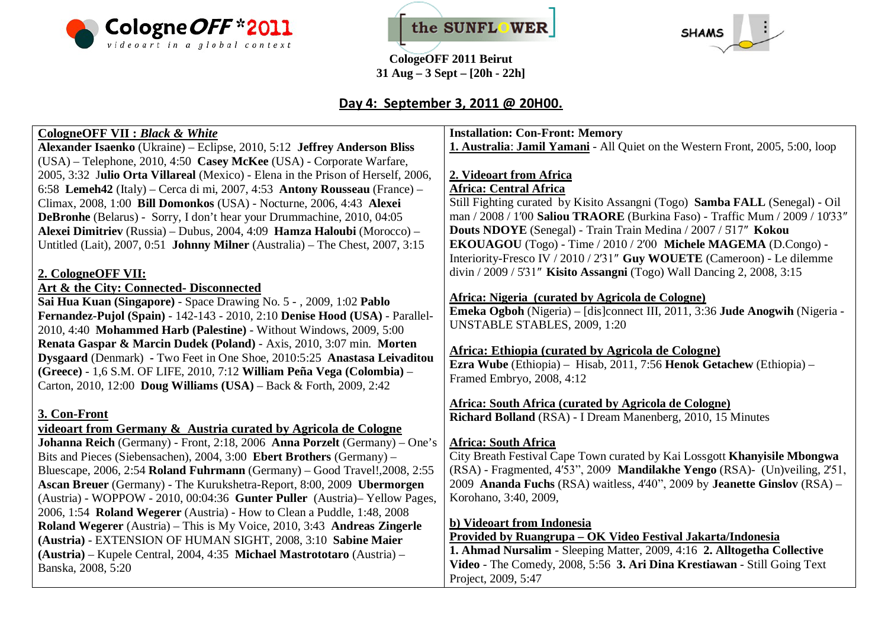CologneOFF *2011 videoart in a global context

the SUNFLOWER

SHAMS

**CologeOFF 2011 Beirut**
**31 Aug – 3 Sept – [20h - 22h]**

## Day 4: September 3, 2011 @ 20H00.

**CologneOFF VII : *Black & White***
**Alexander Isaenko** (Ukraine) – Eclipse, 2010, 5:12 **Jeffrey Anderson Bliss** (USA) – Telephone, 2010, 4:50 **Casey McKee** (USA) - Corporate Warfare, 2005, 3:32 **Julio Orta Villareal** (Mexico) - Elena in the Prison of Herself, 2006, 6:58 **Lemeh42** (Italy) – Cerca di mi, 2007, 4:53 **Antony Rousseau** (France) – Climax, 2008, 1:00 **Bill Domonkos** (USA) - Nocturne, 2006, 4:43 **Alexei DeBronhe** (Belarus) - Sorry, I don't hear your Drummachine, 2010, 04:05 **Alexei Dimitriev** (Russia) – Dubus, 2004, 4:09 **Hamza Haloubi** (Morocco) – Untitled (Lait), 2007, 0:51 **Johnny Milner** (Australia) – The Chest, 2007, 3:15

**2. CologneOFF VII:**
**Art & the City: Connected- Disconnected**
**Sai Hua Kuan (Singapore)** - Space Drawing No. 5 - , 2009, 1:02 **Pablo Fernandez-Pujol (Spain)** - 142-143 - 2010, 2:10 **Denise Hood (USA)** - Parallel- 2010, 4:40 **Mohammed Harb (Palestine)** - Without Windows, 2009, 5:00 **Renata Gaspar & Marcin Dudek (Poland)** - Axis, 2010, 3:07 min. **Morten Dysgaard** (Denmark) - Two Feet in One Shoe, 2010:5:25 **Anastasa Leivaditou (Greece)** - 1,6 S.M. OF LIFE, 2010, 7:12 **William Peña Vega (Colombia)** – Carton, 2010, 12:00 **Doug Williams (USA)** – Back & Forth, 2009, 2:42

**3. Con-Front**
**videoart from Germany & Austria curated by Agricola de Cologne**
**Johanna Reich** (Germany) - Front, 2:18, 2006 **Anna Porzelt** (Germany) – One's Bits and Pieces (Siebensachen), 2004, 3:00 **Ebert Brothers** (Germany) – Bluescape, 2006, 2:54 **Roland Fuhrmann** (Germany) – Good Travel!,2008, 2:55 **Ascan Breuer** (Germany) - The Kurukshetra-Report, 8:00, 2009 **Ubermorgen** (Austria) - WOPPOW - 2010, 00:04:36 **Gunter Puller** (Austria)– Yellow Pages, 2006, 1:54 **Roland Wegerer** (Austria) - How to Clean a Puddle, 1:48, 2008 **Roland Wegerer** (Austria) – This is My Voice, 2010, 3:43 **Andreas Zingerle (Austria)** - EXTENSION OF HUMAN SIGHT, 2008, 3:10 **Sabine Maier (Austria)** – Kupele Central, 2004, 4:35 **Michael Mastrototaro** (Austria) – Banska, 2008, 5:20

**Installation: Con-Front: Memory**
**1. Australia**: **Jamil Yamani** - All Quiet on the Western Front, 2005, 5:00, loop

**2. Videoart from Africa**
**Africa: Central Africa**
Still Fighting curated by Kisito Assangni (Togo) **Samba FALL** (Senegal) - Oil man / 2008 / 1′00 **Saliou TRAORE** (Burkina Faso) - Traffic Mum / 2009 / 10′33″ **Douts NDOYE** (Senegal) - Train Train Medina / 2007 / 5′17″ **Kokou EKOUAGOU** (Togo) - Time / 2010 / 2′00 **Michele MAGEMA** (D.Congo) - Interiority-Fresco IV / 2010 / 2′31″ **Guy WOUETE** (Cameroon) - Le dilemme divin / 2009 / 5′31″ **Kisito Assangni** (Togo) Wall Dancing 2, 2008, 3:15

**Africa: Nigeria (curated by Agricola de Cologne)**
**Emeka Ogboh** (Nigeria) – [dis]connect III, 2011, 3:36 **Jude Anogwih** (Nigeria - UNSTABLE STABLES, 2009, 1:20

**Africa: Ethiopia (curated by Agricola de Cologne)**
**Ezra Wube** (Ethiopia) – Hisab, 2011, 7:56 **Henok Getachew** (Ethiopia) – Framed Embryo, 2008, 4:12

**Africa: South Africa (curated by Agricola de Cologne)**
**Richard Bolland** (RSA) - I Dream Manenberg, 2010, 15 Minutes

**Africa: South Africa**
City Breath Festival Cape Town curated by Kai Lossgott **Khanyisile Mbongwa** (RSA) - Fragmented, 4′53", 2009 **Mandilakhe Yengo** (RSA)- (Un)veiling, 2′51, 2009 **Ananda Fuchs** (RSA) waitless, 4′40", 2009 by **Jeanette Ginslov** (RSA) – Korohano, 3:40, 2009,

**b) Videoart from Indonesia**
**Provided by Ruangrupa – OK Video Festival Jakarta/Indonesia**
**1. Ahmad Nursalim** - Sleeping Matter, 2009, 4:16 **2. Alltogetha Collective Video** - The Comedy, 2008, 5:56 **3. Ari Dina Krestiawan** - Still Going Text Project, 2009, 5:47